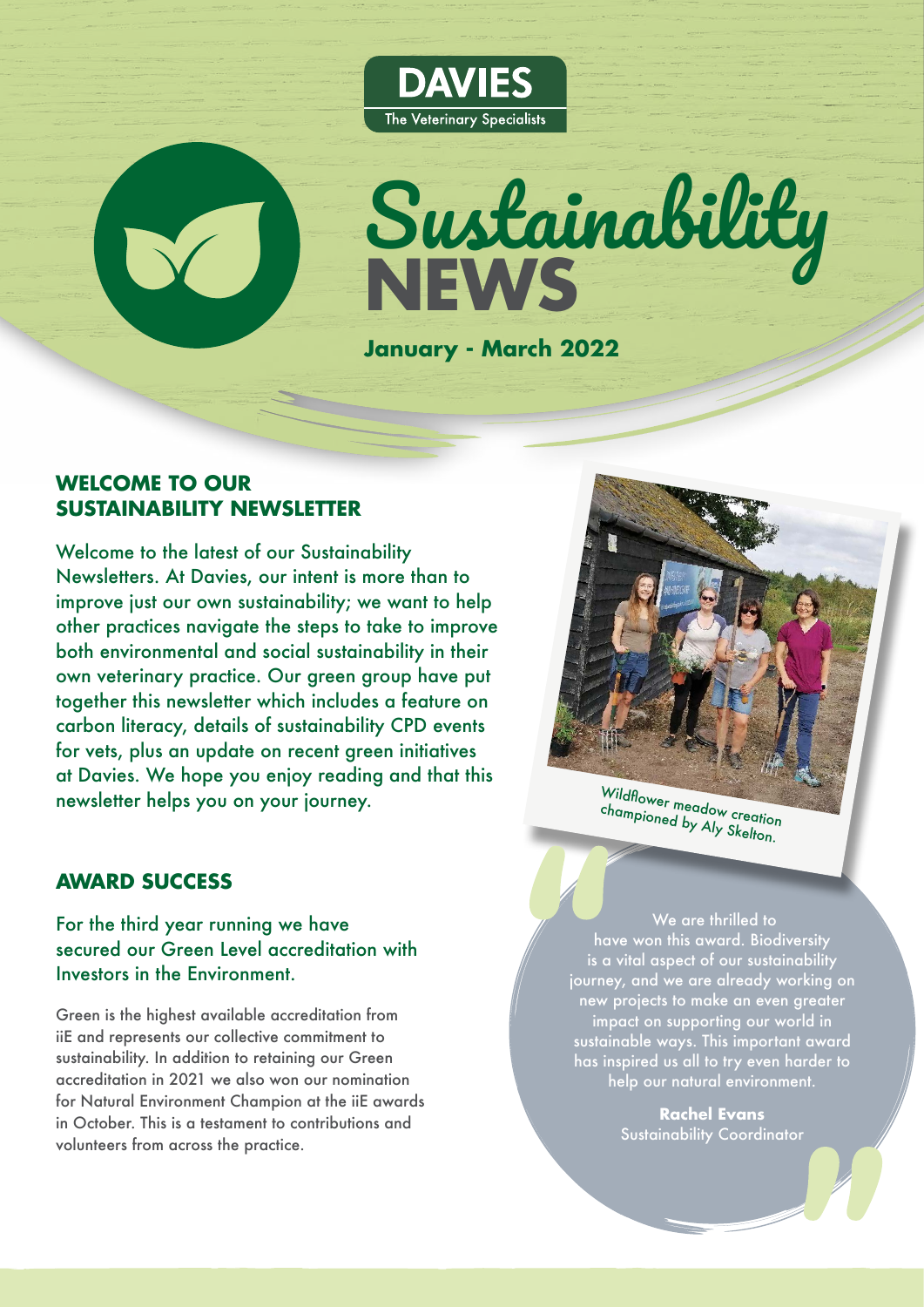DAVIES

The Veterinary Specialists

# Sustainability NEWS

**January - March 2022**

## WELCOME TO OUR SUSTAINABILITY NEWSLETTER

Welcome to the latest of our Sustainability Newsletters. At Davies, our intent is more than to improve just our own sustainability; we want to help other practices navigate the steps to take to improve both environmental and social sustainability in their own veterinary practice. Our green group have put together this newsletter which includes a feature on carbon literacy, details of sustainability CPD events for vets, plus an update on recent green initiatives at Davies. We hope you enjoy reading and that this newsletter helps you on your journey.

Wildflower meadow creation championed by Aly Skelton.

## AWARD SUCCESS

For the third year running we have secured our Green Level accreditation with Investors in the Environment.

Green is the highest available accreditation from iiE and represents our collective commitment to sustainability. In addition to retaining our Green accreditation in 2021 we also won our nomination for Natural Environment Champion at the iiE awards in October. This is a testament to contributions and volunteers from across the practice.

> We are thrilled to have won this award. Biodiversity is a vital aspect of our sustainability journey, and we are already working on new projects to make an even greater impact on supporting our world in sustainable ways. This important award has inspired us all to try even harder to help our natural environment.
>
> **Rachel Evans**
> Sustainability Coordinator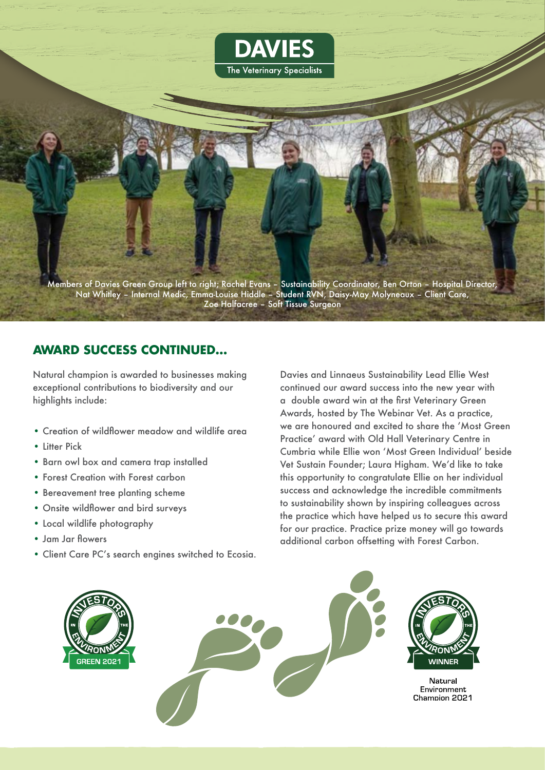DAVIES

The Veterinary Specialists

Members of Davies Green Group left to right; Rachel Evans – Sustainability Coordinator, Ben Orton – Hospital Director, Nat Whitley – Internal Medic, Emma-Louise Hiddle – Student RVN, Daisy-May Molyneaux – Client Care, Zoe Halfacree – Soft Tissue Surgeon

## AWARD SUCCESS CONTINUED...

Natural champion is awarded to businesses making exceptional contributions to biodiversity and our highlights include:

- Creation of wildflower meadow and wildlife area
- Litter Pick
- Barn owl box and camera trap installed
- Forest Creation with Forest carbon
- Bereavement tree planting scheme
- Onsite wildflower and bird surveys
- Local wildlife photography
- Jam Jar flowers
- Client Care PC's search engines switched to Ecosia.

Davies and Linnaeus Sustainability Lead Ellie West continued our award success into the new year with a double award win at the first Veterinary Green Awards, hosted by The Webinar Vet. As a practice, we are honoured and excited to share the 'Most Green Practice' award with Old Hall Veterinary Centre in Cumbria while Ellie won 'Most Green Individual' beside Vet Sustain Founder; Laura Higham. We'd like to take this opportunity to congratulate Ellie on her individual success and acknowledge the incredible commitments to sustainability shown by inspiring colleagues across the practice which have helped us to secure this award for our practice. Practice prize money will go towards additional carbon offsetting with Forest Carbon.

INVESTORS IN THE ENVIRONMENT

GREEN 2021

INVESTORS IN THE ENVIRONMENT

WINNER

Natural Environment Champion 2021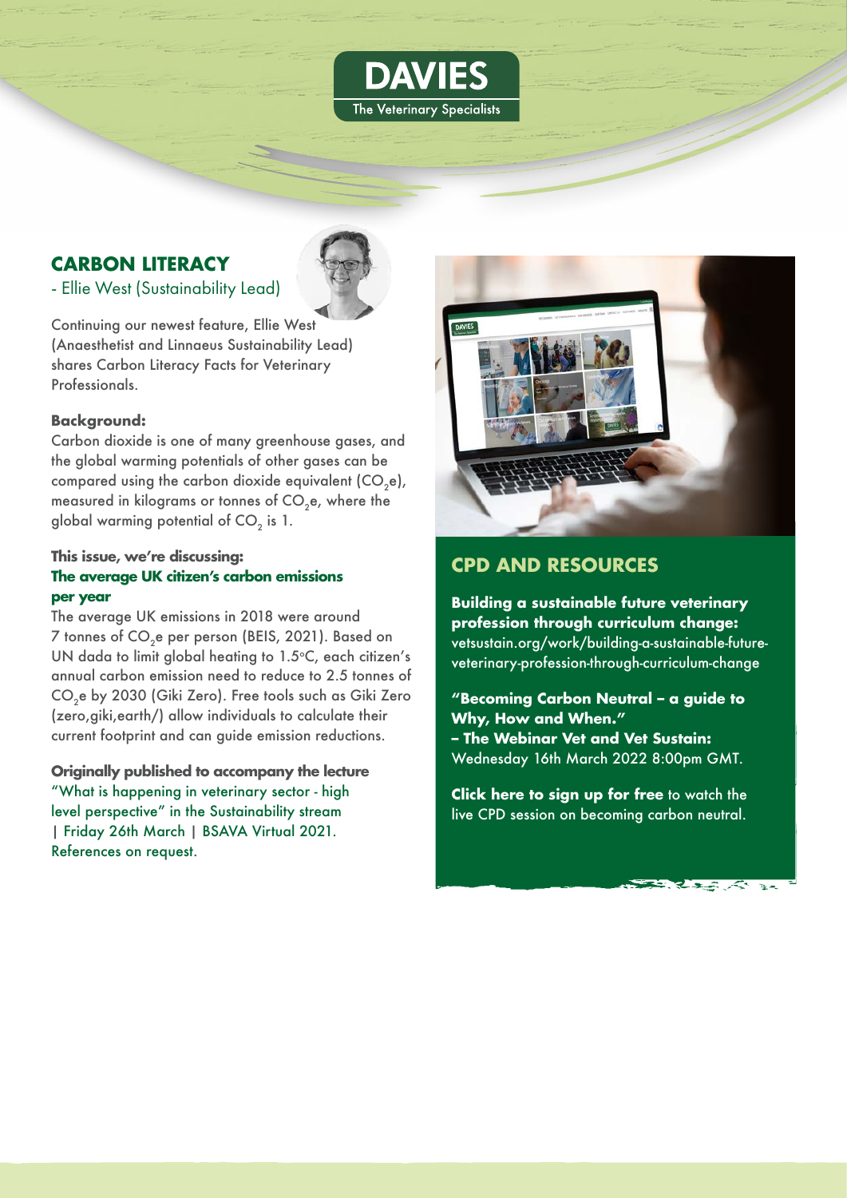DAVIES
The Veterinary Specialists

## CARBON LITERACY

- Ellie West (Sustainability Lead)

Continuing our newest feature, Ellie West (Anaesthetist and Linnaeus Sustainability Lead) shares Carbon Literacy Facts for Veterinary Professionals.

**Background:**

Carbon dioxide is one of many greenhouse gases, and the global warming potentials of other gases can be compared using the carbon dioxide equivalent ($CO_2e$), measured in kilograms or tonnes of $CO_2e$, where the global warming potential of $CO_2$ is 1.

**This issue, we're discussing:**

**The average UK citizen's carbon emissions per year**

The average UK emissions in 2018 were around 7 tonnes of $CO_2e$ per person (BEIS, 2021). Based on UN dada to limit global heating to 1.5°C, each citizen's annual carbon emission need to reduce to 2.5 tonnes of $CO_2e$ by 2030 (Giki Zero). Free tools such as Giki Zero (zero,giki,earth/) allow individuals to calculate their current footprint and can guide emission reductions.

**Originally published to accompany the lecture** "What is happening in veterinary sector - high level perspective" in the Sustainability stream | Friday 26th March | BSAVA Virtual 2021. References on request.

## CPD AND RESOURCES

**Building a sustainable future veterinary profession through curriculum change:**
vetsustain.org/work/building-a-sustainable-future-veterinary-profession-through-curriculum-change

**"Becoming Carbon Neutral – a guide to Why, How and When."**
**– The Webinar Vet and Vet Sustain:**
Wednesday 16th March 2022 8:00pm GMT.

**Click here to sign up for free** to watch the live CPD session on becoming carbon neutral.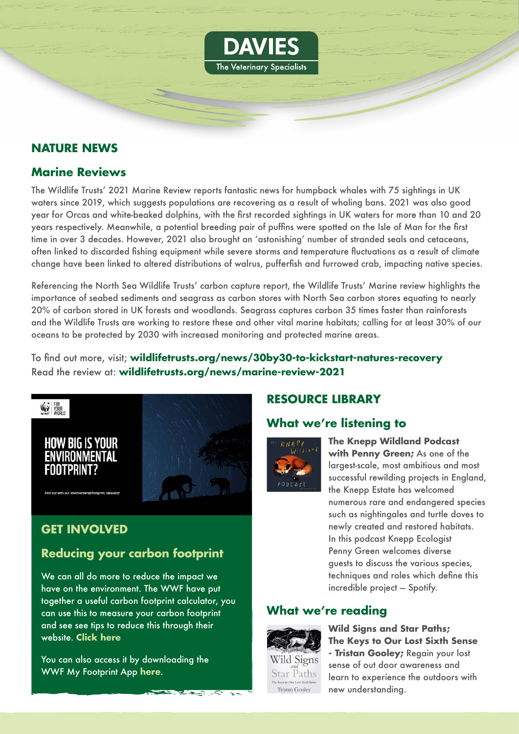## NATURE NEWS

### Marine Reviews

The Wildlife Trusts' 2021 Marine Review reports fantastic news for humpback whales with 75 sightings in UK waters since 2019, which suggests populations are recovering as a result of whaling bans. 2021 was also good year for Orcas and white-beaked dolphins, with the first recorded sightings in UK waters for more than 10 and 20 years respectively. Meanwhile, a potential breeding pair of puffins were spotted on the Isle of Man for the first time in over 3 decades. However, 2021 also brought an 'astonishing' number of stranded seals and cetaceans, often linked to discarded fishing equipment while severe storms and temperature fluctuations as a result of climate change have been linked to altered distributions of walrus, pufferfish and furrowed crab, impacting native species.

Referencing the North Sea Wildlife Trusts' carbon capture report, the Wildlife Trusts' Marine review highlights the importance of seabed sediments and seagrass as carbon stores with North Sea carbon stores equating to nearly 20% of carbon stored in UK forests and woodlands. Seagrass captures carbon 35 times faster than rainforests and the Wildlife Trusts are working to restore these and other vital marine habitats; calling for at least 30% of our oceans to be protected by 2030 with increased monitoring and protected marine areas.

To find out more, visit; **wildlifetrusts.org/news/30by30-to-kickstart-natures-recovery**
Read the review at: **wildlifetrusts.org/news/marine-review-2021**

HOW BIG IS YOUR ENVIRONMENTAL FOOTPRINT?

Find out with our environmental footprint calculator

## GET INVOLVED

### Reducing your carbon footprint

We can all do more to reduce the impact we have on the environment. The WWF have put together a useful carbon footprint calculator, you can use this to measure your carbon footprint and see see tips to reduce this through their website. **Click here**

You can also access it by downloading the WWF My Footprint App **here**.

## RESOURCE LIBRARY

### What we're listening to

**The Knepp Wildland Podcast with Penny Green;** As one of the largest-scale, most ambitious and most successful rewilding projects in England, the Knepp Estate has welcomed numerous rare and endangered species such as nightingales and turtle doves to newly created and restored habitats. In this podcast Knepp Ecologist Penny Green welcomes diverse guests to discuss the various species, techniques and roles which define this incredible project – Spotify.

### What we're reading

**Wild Signs and Star Paths; The Keys to Our Lost Sixth Sense - Tristan Gooley;** Regain your lost sense of out door awareness and learn to experience the outdoors with new understanding.